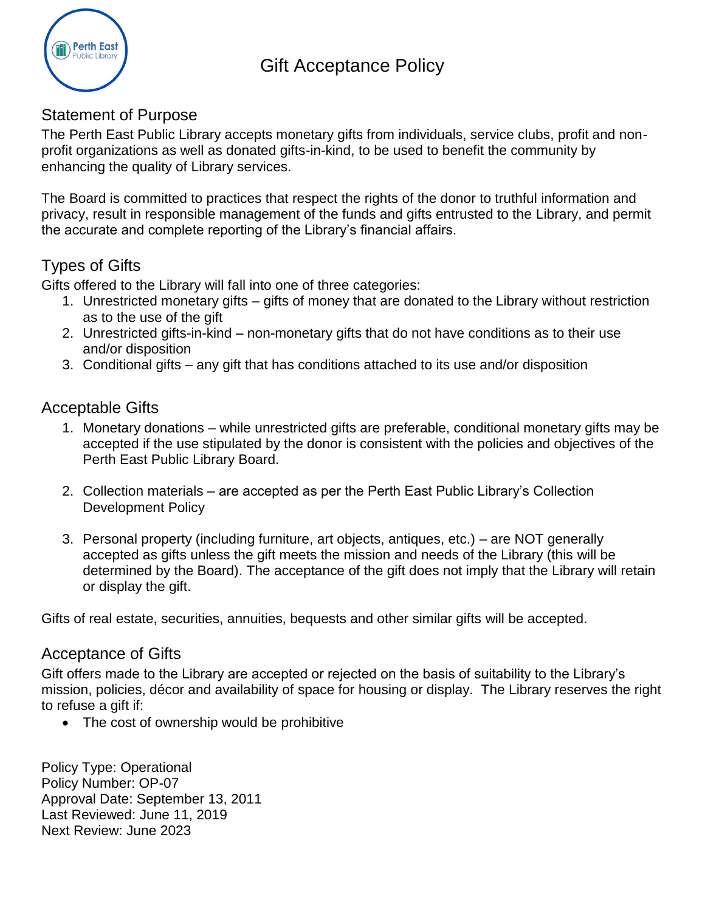# Gift Acceptance Policy

## Statement of Purpose

The Perth East Public Library accepts monetary gifts from individuals, service clubs, profit and non-profit organizations as well as donated gifts-in-kind, to be used to benefit the community by enhancing the quality of Library services.

The Board is committed to practices that respect the rights of the donor to truthful information and privacy, result in responsible management of the funds and gifts entrusted to the Library, and permit the accurate and complete reporting of the Library's financial affairs.

## Types of Gifts

Gifts offered to the Library will fall into one of three categories:

1. Unrestricted monetary gifts – gifts of money that are donated to the Library without restriction as to the use of the gift
2. Unrestricted gifts-in-kind – non-monetary gifts that do not have conditions as to their use and/or disposition
3. Conditional gifts – any gift that has conditions attached to its use and/or disposition

## Acceptable Gifts

1. Monetary donations – while unrestricted gifts are preferable, conditional monetary gifts may be accepted if the use stipulated by the donor is consistent with the policies and objectives of the Perth East Public Library Board.

2. Collection materials – are accepted as per the Perth East Public Library's Collection Development Policy

3. Personal property (including furniture, art objects, antiques, etc.) – are NOT generally accepted as gifts unless the gift meets the mission and needs of the Library (this will be determined by the Board). The acceptance of the gift does not imply that the Library will retain or display the gift.

Gifts of real estate, securities, annuities, bequests and other similar gifts will be accepted.

## Acceptance of Gifts

Gift offers made to the Library are accepted or rejected on the basis of suitability to the Library's mission, policies, décor and availability of space for housing or display. The Library reserves the right to refuse a gift if:

- The cost of ownership would be prohibitive

Policy Type: Operational
Policy Number: OP-07
Approval Date: September 13, 2011
Last Reviewed: June 11, 2019
Next Review: June 2023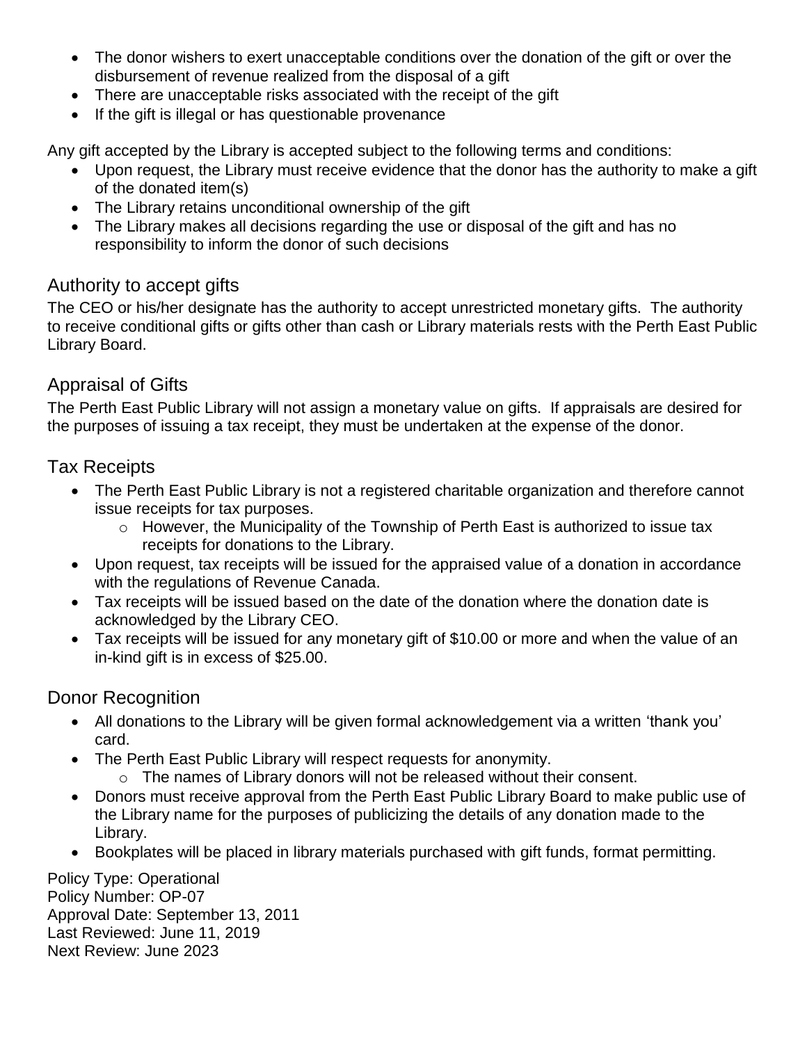- The donor wishers to exert unacceptable conditions over the donation of the gift or over the disbursement of revenue realized from the disposal of a gift
- There are unacceptable risks associated with the receipt of the gift
- If the gift is illegal or has questionable provenance

Any gift accepted by the Library is accepted subject to the following terms and conditions:

- Upon request, the Library must receive evidence that the donor has the authority to make a gift of the donated item(s)
- The Library retains unconditional ownership of the gift
- The Library makes all decisions regarding the use or disposal of the gift and has no responsibility to inform the donor of such decisions

## Authority to accept gifts

The CEO or his/her designate has the authority to accept unrestricted monetary gifts. The authority to receive conditional gifts or gifts other than cash or Library materials rests with the Perth East Public Library Board.

## Appraisal of Gifts

The Perth East Public Library will not assign a monetary value on gifts. If appraisals are desired for the purposes of issuing a tax receipt, they must be undertaken at the expense of the donor.

## Tax Receipts

- The Perth East Public Library is not a registered charitable organization and therefore cannot issue receipts for tax purposes.
    - However, the Municipality of the Township of Perth East is authorized to issue tax receipts for donations to the Library.
- Upon request, tax receipts will be issued for the appraised value of a donation in accordance with the regulations of Revenue Canada.
- Tax receipts will be issued based on the date of the donation where the donation date is acknowledged by the Library CEO.
- Tax receipts will be issued for any monetary gift of $10.00 or more and when the value of an in-kind gift is in excess of $25.00.

## Donor Recognition

- All donations to the Library will be given formal acknowledgement via a written 'thank you' card.
- The Perth East Public Library will respect requests for anonymity.
    - The names of Library donors will not be released without their consent.
- Donors must receive approval from the Perth East Public Library Board to make public use of the Library name for the purposes of publicizing the details of any donation made to the Library.
- Bookplates will be placed in library materials purchased with gift funds, format permitting.

Policy Type: Operational
Policy Number: OP-07
Approval Date: September 13, 2011
Last Reviewed: June 11, 2019
Next Review: June 2023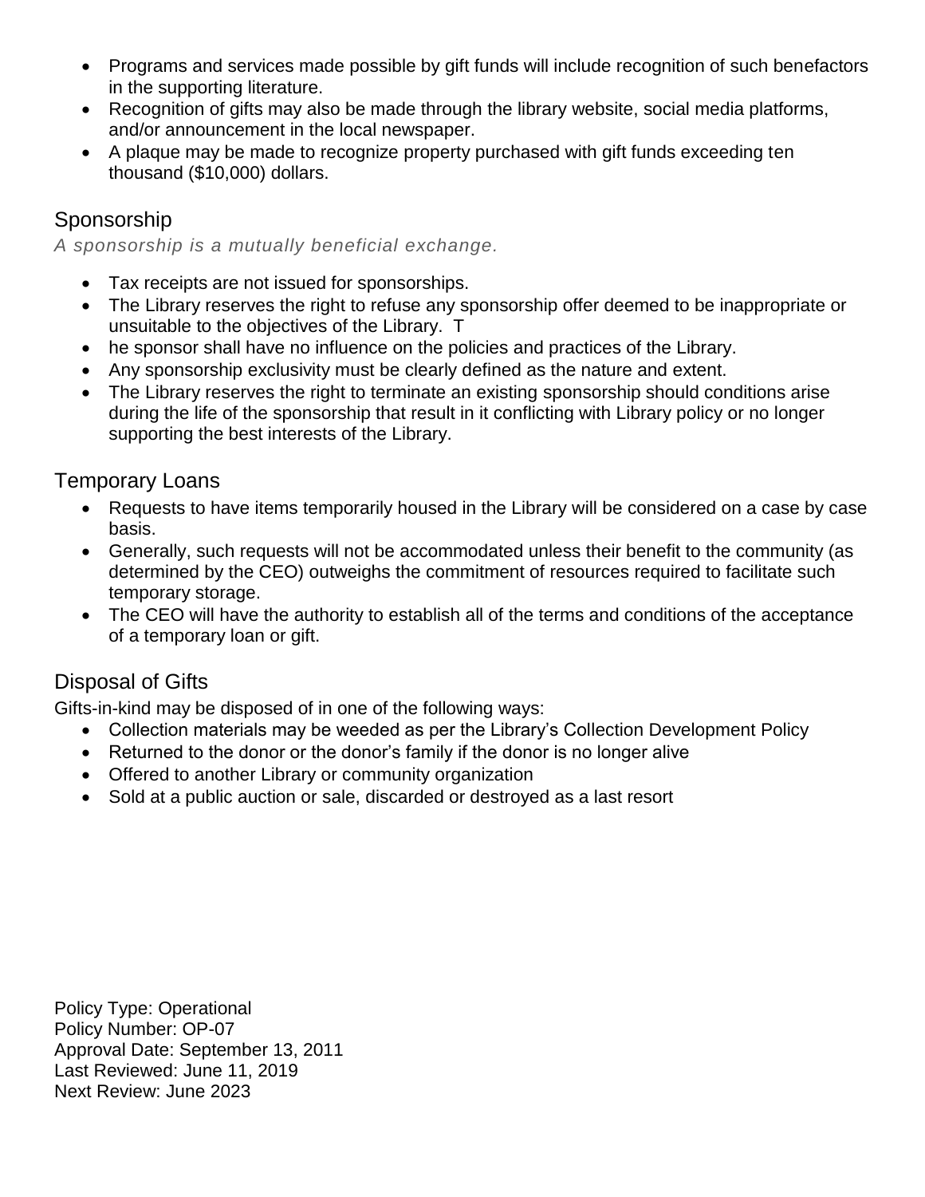- Programs and services made possible by gift funds will include recognition of such benefactors in the supporting literature.
- Recognition of gifts may also be made through the library website, social media platforms, and/or announcement in the local newspaper.
- A plaque may be made to recognize property purchased with gift funds exceeding ten thousand ($10,000) dollars.

## Sponsorship

*A sponsorship is a mutually beneficial exchange.*

- Tax receipts are not issued for sponsorships.
- The Library reserves the right to refuse any sponsorship offer deemed to be inappropriate or unsuitable to the objectives of the Library.  T
- he sponsor shall have no influence on the policies and practices of the Library.
- Any sponsorship exclusivity must be clearly defined as the nature and extent.
- The Library reserves the right to terminate an existing sponsorship should conditions arise during the life of the sponsorship that result in it conflicting with Library policy or no longer supporting the best interests of the Library.

## Temporary Loans

- Requests to have items temporarily housed in the Library will be considered on a case by case basis.
- Generally, such requests will not be accommodated unless their benefit to the community (as determined by the CEO) outweighs the commitment of resources required to facilitate such temporary storage.
- The CEO will have the authority to establish all of the terms and conditions of the acceptance of a temporary loan or gift.

## Disposal of Gifts

Gifts-in-kind may be disposed of in one of the following ways:

- Collection materials may be weeded as per the Library's Collection Development Policy
- Returned to the donor or the donor's family if the donor is no longer alive
- Offered to another Library or community organization
- Sold at a public auction or sale, discarded or destroyed as a last resort

Policy Type: Operational
Policy Number: OP-07
Approval Date: September 13, 2011
Last Reviewed: June 11, 2019
Next Review: June 2023